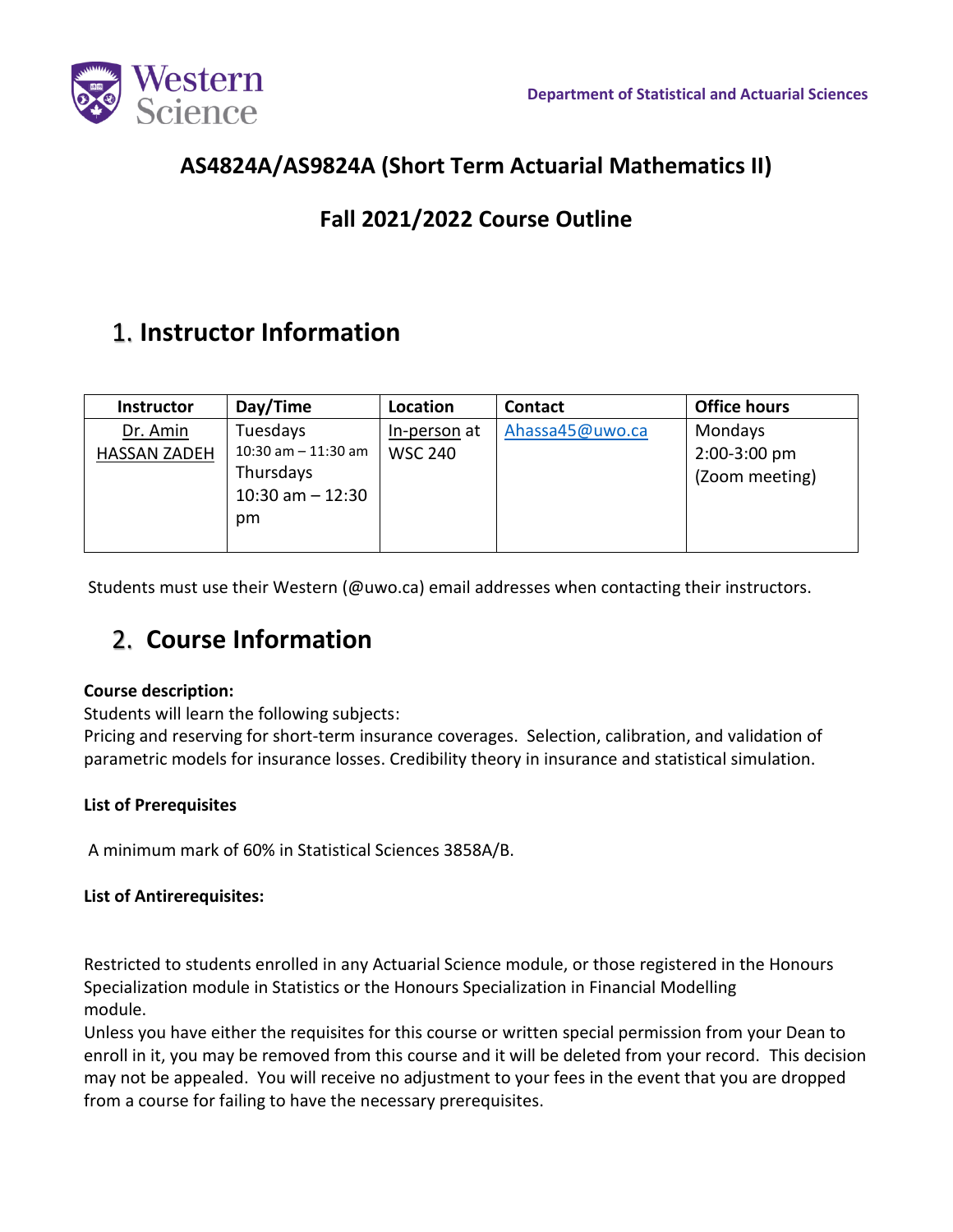Department of Statistical and Actuarial Sciences

# AS4824A/AS9824A (Short Term Actuarial Mathematics II)

## Fall 2021/2022 Course Outline

## 1. Instructor Information

| Instructor | Day/Time | Location | Contact | Office hours |
|---|---|---|---|---|
| Dr. Amin HASSAN ZADEH | Tuesdays 10:30 am – 11:30 am Thursdays 10:30 am – 12:30 pm | In-person at WSC 240 | Ahassa45@uwo.ca | Mondays 2:00-3:00 pm (Zoom meeting) |

Students must use their Western (@uwo.ca) email addresses when contacting their instructors.

## 2. Course Information

**Course description:**
Students will learn the following subjects:
Pricing and reserving for short-term insurance coverages. Selection, calibration, and validation of parametric models for insurance losses. Credibility theory in insurance and statistical simulation.

**List of Prerequisites**

A minimum mark of 60% in Statistical Sciences 3858A/B.

**List of Antirequisites:**

Restricted to students enrolled in any Actuarial Science module, or those registered in the Honours Specialization module in Statistics or the Honours Specialization in Financial Modelling module.
Unless you have either the requisites for this course or written special permission from your Dean to enroll in it, you may be removed from this course and it will be deleted from your record. This decision may not be appealed. You will receive no adjustment to your fees in the event that you are dropped from a course for failing to have the necessary prerequisites.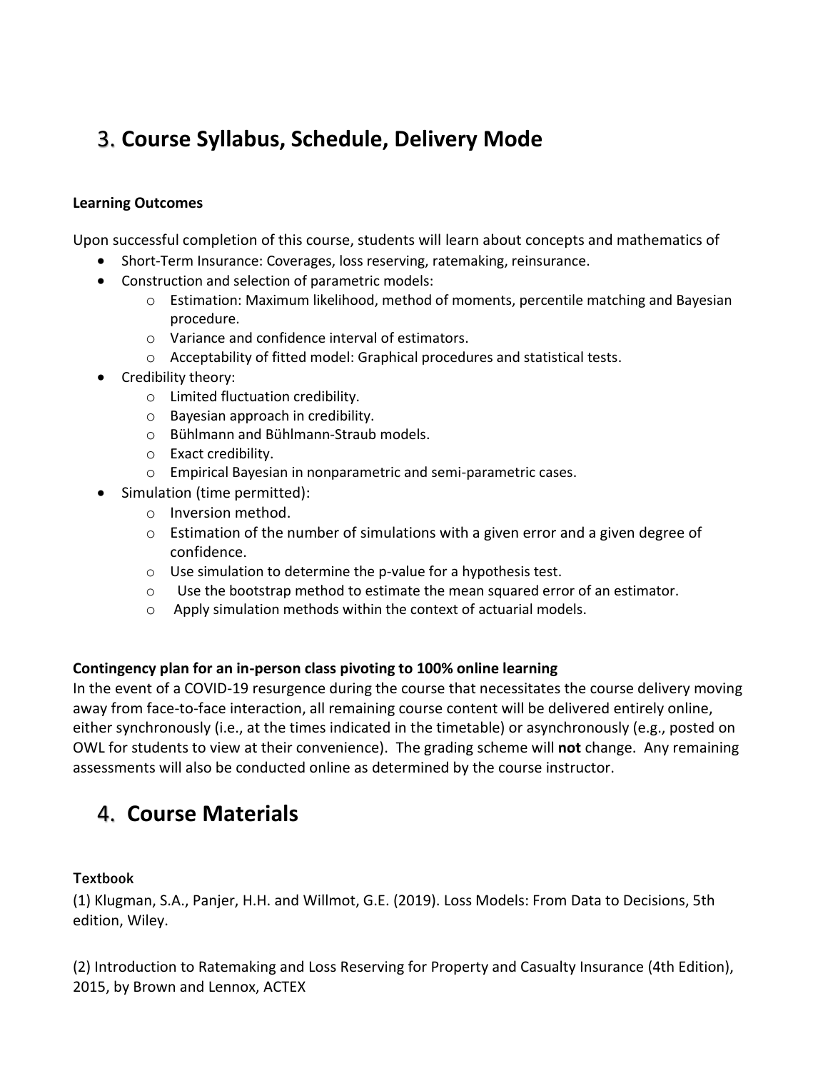## 3. Course Syllabus, Schedule, Delivery Mode

**Learning Outcomes**

Upon successful completion of this course, students will learn about concepts and mathematics of

- Short-Term Insurance: Coverages, loss reserving, ratemaking, reinsurance.
- Construction and selection of parametric models:
    - Estimation: Maximum likelihood, method of moments, percentile matching and Bayesian procedure.
    - Variance and confidence interval of estimators.
    - Acceptability of fitted model: Graphical procedures and statistical tests.
- Credibility theory:
    - Limited fluctuation credibility.
    - Bayesian approach in credibility.
    - Bühlmann and Bühlmann-Straub models.
    - Exact credibility.
    - Empirical Bayesian in nonparametric and semi-parametric cases.
- Simulation (time permitted):
    - Inversion method.
    - Estimation of the number of simulations with a given error and a given degree of confidence.
    - Use simulation to determine the p-value for a hypothesis test.
    - Use the bootstrap method to estimate the mean squared error of an estimator.
    - Apply simulation methods within the context of actuarial models.

**Contingency plan for an in-person class pivoting to 100% online learning**

In the event of a COVID-19 resurgence during the course that necessitates the course delivery moving away from face-to-face interaction, all remaining course content will be delivered entirely online, either synchronously (i.e., at the times indicated in the timetable) or asynchronously (e.g., posted on OWL for students to view at their convenience). The grading scheme will **not** change. Any remaining assessments will also be conducted online as determined by the course instructor.

## 4. Course Materials

**Textbook**

(1) Klugman, S.A., Panjer, H.H. and Willmot, G.E. (2019). Loss Models: From Data to Decisions, 5th edition, Wiley.

(2) Introduction to Ratemaking and Loss Reserving for Property and Casualty Insurance (4th Edition), 2015, by Brown and Lennox, ACTEX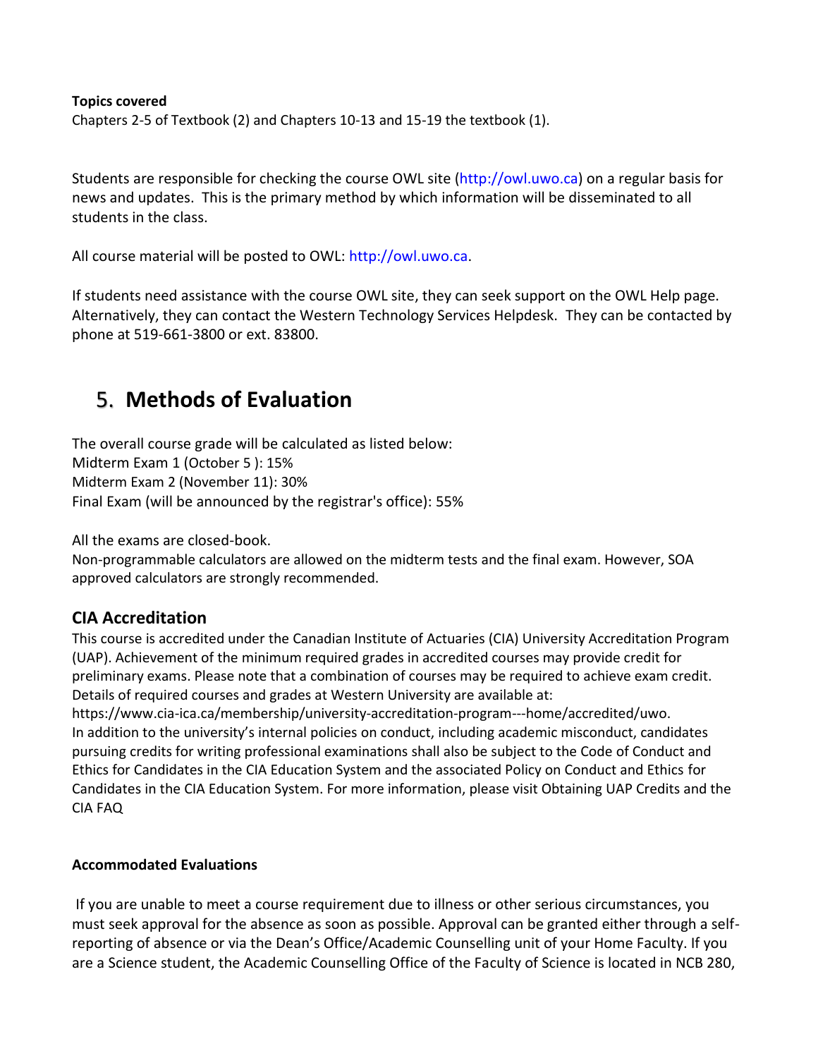**Topics covered**
Chapters 2-5 of Textbook (2) and Chapters 10-13 and 15-19 the textbook (1).

Students are responsible for checking the course OWL site (http://owl.uwo.ca) on a regular basis for news and updates. This is the primary method by which information will be disseminated to all students in the class.

All course material will be posted to OWL: http://owl.uwo.ca.

If students need assistance with the course OWL site, they can seek support on the OWL Help page. Alternatively, they can contact the Western Technology Services Helpdesk. They can be contacted by phone at 519-661-3800 or ext. 83800.

## 5. Methods of Evaluation

The overall course grade will be calculated as listed below:
Midterm Exam 1 (October 5 ): 15%
Midterm Exam 2 (November 11): 30%
Final Exam (will be announced by the registrar's office): 55%

All the exams are closed-book.
Non-programmable calculators are allowed on the midterm tests and the final exam. However, SOA approved calculators are strongly recommended.

### CIA Accreditation

This course is accredited under the Canadian Institute of Actuaries (CIA) University Accreditation Program (UAP). Achievement of the minimum required grades in accredited courses may provide credit for preliminary exams. Please note that a combination of courses may be required to achieve exam credit. Details of required courses and grades at Western University are available at: https://www.cia-ica.ca/membership/university-accreditation-program---home/accredited/uwo.
In addition to the university's internal policies on conduct, including academic misconduct, candidates pursuing credits for writing professional examinations shall also be subject to the Code of Conduct and Ethics for Candidates in the CIA Education System and the associated Policy on Conduct and Ethics for Candidates in the CIA Education System. For more information, please visit Obtaining UAP Credits and the CIA FAQ

**Accommodated Evaluations**

If you are unable to meet a course requirement due to illness or other serious circumstances, you must seek approval for the absence as soon as possible. Approval can be granted either through a self-reporting of absence or via the Dean's Office/Academic Counselling unit of your Home Faculty. If you are a Science student, the Academic Counselling Office of the Faculty of Science is located in NCB 280,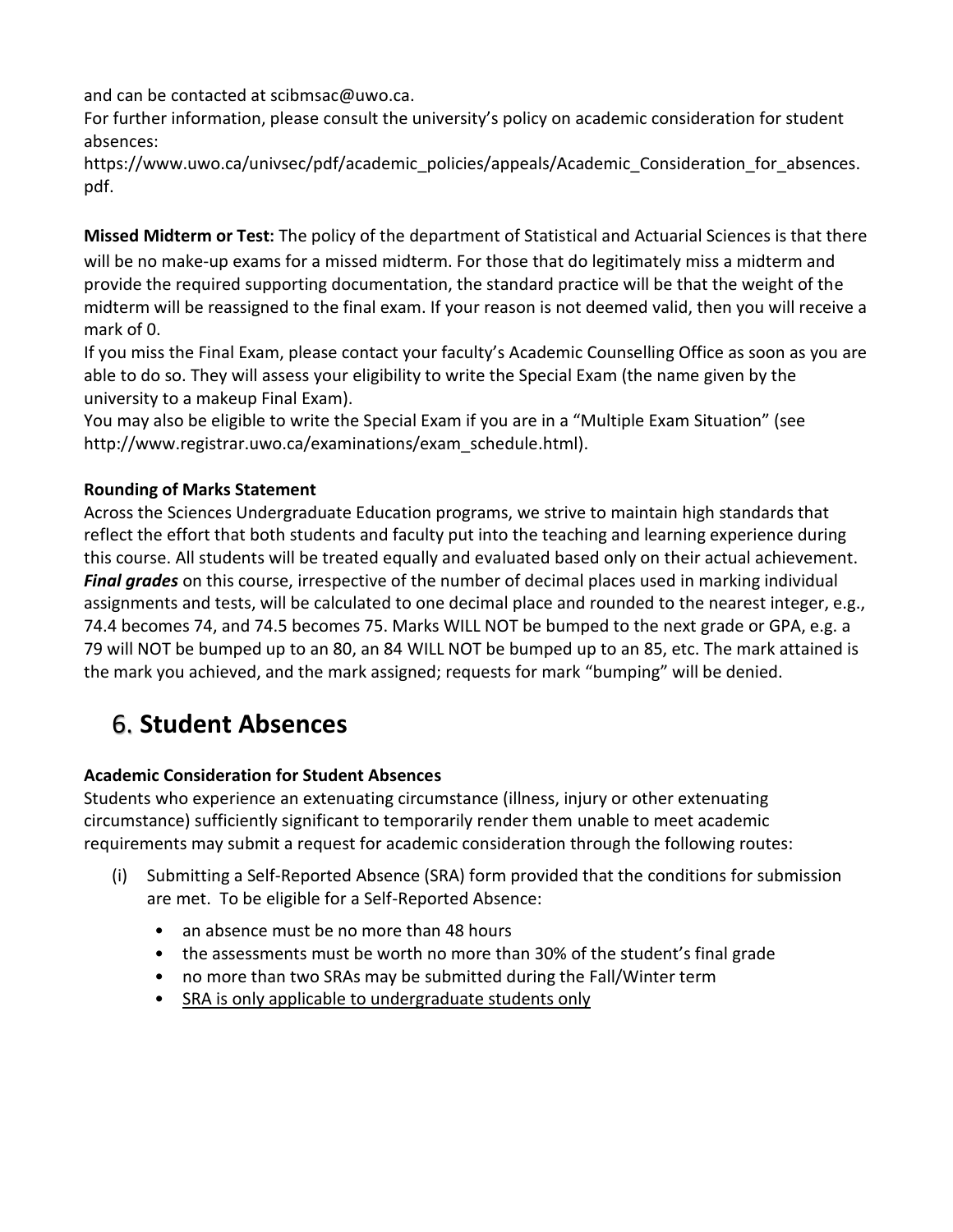and can be contacted at scibmsac@uwo.ca.
For further information, please consult the university's policy on academic consideration for student absences:
https://www.uwo.ca/univsec/pdf/academic_policies/appeals/Academic_Consideration_for_absences.pdf.

**Missed Midterm or Test:** The policy of the department of Statistical and Actuarial Sciences is that there will be no make-up exams for a missed midterm. For those that do legitimately miss a midterm and provide the required supporting documentation, the standard practice will be that the weight of the midterm will be reassigned to the final exam. If your reason is not deemed valid, then you will receive a mark of 0.
If you miss the Final Exam, please contact your faculty's Academic Counselling Office as soon as you are able to do so. They will assess your eligibility to write the Special Exam (the name given by the university to a makeup Final Exam).
You may also be eligible to write the Special Exam if you are in a "Multiple Exam Situation" (see http://www.registrar.uwo.ca/examinations/exam_schedule.html).

**Rounding of Marks Statement**
Across the Sciences Undergraduate Education programs, we strive to maintain high standards that reflect the effort that both students and faculty put into the teaching and learning experience during this course. All students will be treated equally and evaluated based only on their actual achievement. ***Final grades*** on this course, irrespective of the number of decimal places used in marking individual assignments and tests, will be calculated to one decimal place and rounded to the nearest integer, e.g., 74.4 becomes 74, and 74.5 becomes 75. Marks WILL NOT be bumped to the next grade or GPA, e.g. a 79 will NOT be bumped up to an 80, an 84 WILL NOT be bumped up to an 85, etc. The mark attained is the mark you achieved, and the mark assigned; requests for mark "bumping" will be denied.

## 6. Student Absences

**Academic Consideration for Student Absences**
Students who experience an extenuating circumstance (illness, injury or other extenuating circumstance) sufficiently significant to temporarily render them unable to meet academic requirements may submit a request for academic consideration through the following routes:

(i) Submitting a Self-Reported Absence (SRA) form provided that the conditions for submission are met. To be eligible for a Self-Reported Absence:

- an absence must be no more than 48 hours
- the assessments must be worth no more than 30% of the student's final grade
- no more than two SRAs may be submitted during the Fall/Winter term
- <u>SRA is only applicable to undergraduate students only</u>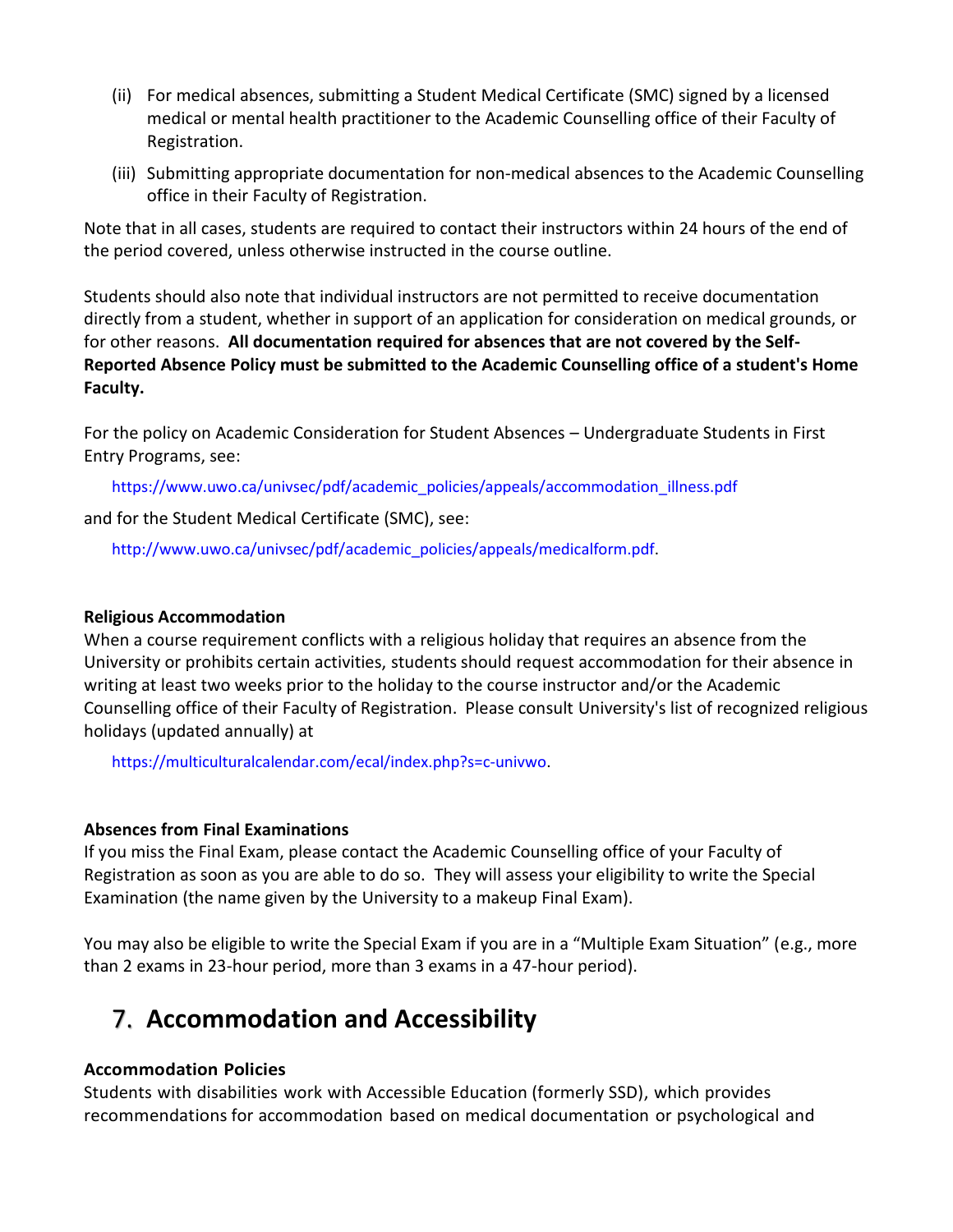(ii) For medical absences, submitting a Student Medical Certificate (SMC) signed by a licensed medical or mental health practitioner to the Academic Counselling office of their Faculty of Registration.

(iii) Submitting appropriate documentation for non-medical absences to the Academic Counselling office in their Faculty of Registration.

Note that in all cases, students are required to contact their instructors within 24 hours of the end of the period covered, unless otherwise instructed in the course outline.

Students should also note that individual instructors are not permitted to receive documentation directly from a student, whether in support of an application for consideration on medical grounds, or for other reasons. **All documentation required for absences that are not covered by the Self-Reported Absence Policy must be submitted to the Academic Counselling office of a student's Home Faculty.**

For the policy on Academic Consideration for Student Absences – Undergraduate Students in First Entry Programs, see:

https://www.uwo.ca/univsec/pdf/academic_policies/appeals/accommodation_illness.pdf

and for the Student Medical Certificate (SMC), see:

http://www.uwo.ca/univsec/pdf/academic_policies/appeals/medicalform.pdf.

**Religious Accommodation**

When a course requirement conflicts with a religious holiday that requires an absence from the University or prohibits certain activities, students should request accommodation for their absence in writing at least two weeks prior to the holiday to the course instructor and/or the Academic Counselling office of their Faculty of Registration. Please consult University's list of recognized religious holidays (updated annually) at

https://multiculturalcalendar.com/ecal/index.php?s=c-univwo.

**Absences from Final Examinations**

If you miss the Final Exam, please contact the Academic Counselling office of your Faculty of Registration as soon as you are able to do so. They will assess your eligibility to write the Special Examination (the name given by the University to a makeup Final Exam).

You may also be eligible to write the Special Exam if you are in a "Multiple Exam Situation" (e.g., more than 2 exams in 23-hour period, more than 3 exams in a 47-hour period).

## 7. Accommodation and Accessibility

**Accommodation Policies**

Students with disabilities work with Accessible Education (formerly SSD), which provides recommendations for accommodation based on medical documentation or psychological and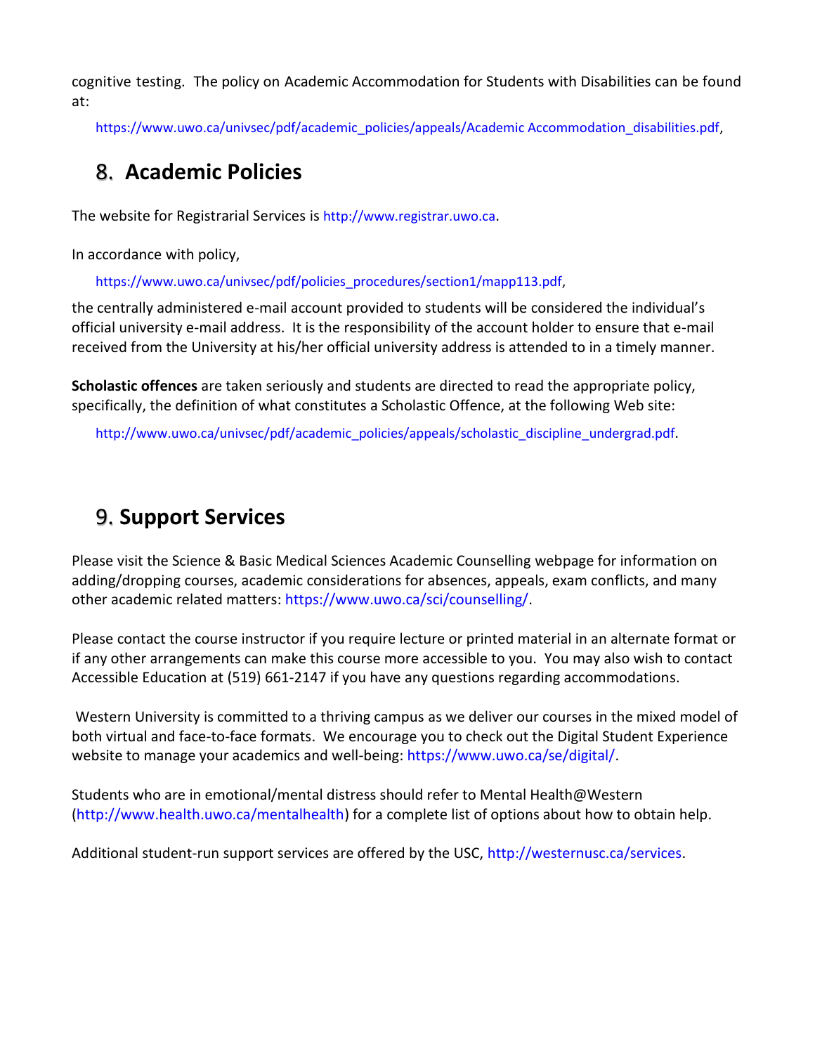cognitive testing. The policy on Academic Accommodation for Students with Disabilities can be found at:

https://www.uwo.ca/univsec/pdf/academic_policies/appeals/Academic Accommodation_disabilities.pdf,

## 8. Academic Policies

The website for Registrarial Services is http://www.registrar.uwo.ca.

In accordance with policy,

https://www.uwo.ca/univsec/pdf/policies_procedures/section1/mapp113.pdf,

the centrally administered e-mail account provided to students will be considered the individual's official university e-mail address. It is the responsibility of the account holder to ensure that e-mail received from the University at his/her official university address is attended to in a timely manner.

**Scholastic offences** are taken seriously and students are directed to read the appropriate policy, specifically, the definition of what constitutes a Scholastic Offence, at the following Web site:

http://www.uwo.ca/univsec/pdf/academic_policies/appeals/scholastic_discipline_undergrad.pdf.

## 9. Support Services

Please visit the Science & Basic Medical Sciences Academic Counselling webpage for information on adding/dropping courses, academic considerations for absences, appeals, exam conflicts, and many other academic related matters: https://www.uwo.ca/sci/counselling/.

Please contact the course instructor if you require lecture or printed material in an alternate format or if any other arrangements can make this course more accessible to you. You may also wish to contact Accessible Education at (519) 661-2147 if you have any questions regarding accommodations.

Western University is committed to a thriving campus as we deliver our courses in the mixed model of both virtual and face-to-face formats. We encourage you to check out the Digital Student Experience website to manage your academics and well-being: https://www.uwo.ca/se/digital/.

Students who are in emotional/mental distress should refer to Mental Health@Western (http://www.health.uwo.ca/mentalhealth) for a complete list of options about how to obtain help.

Additional student-run support services are offered by the USC, http://westernusc.ca/services.